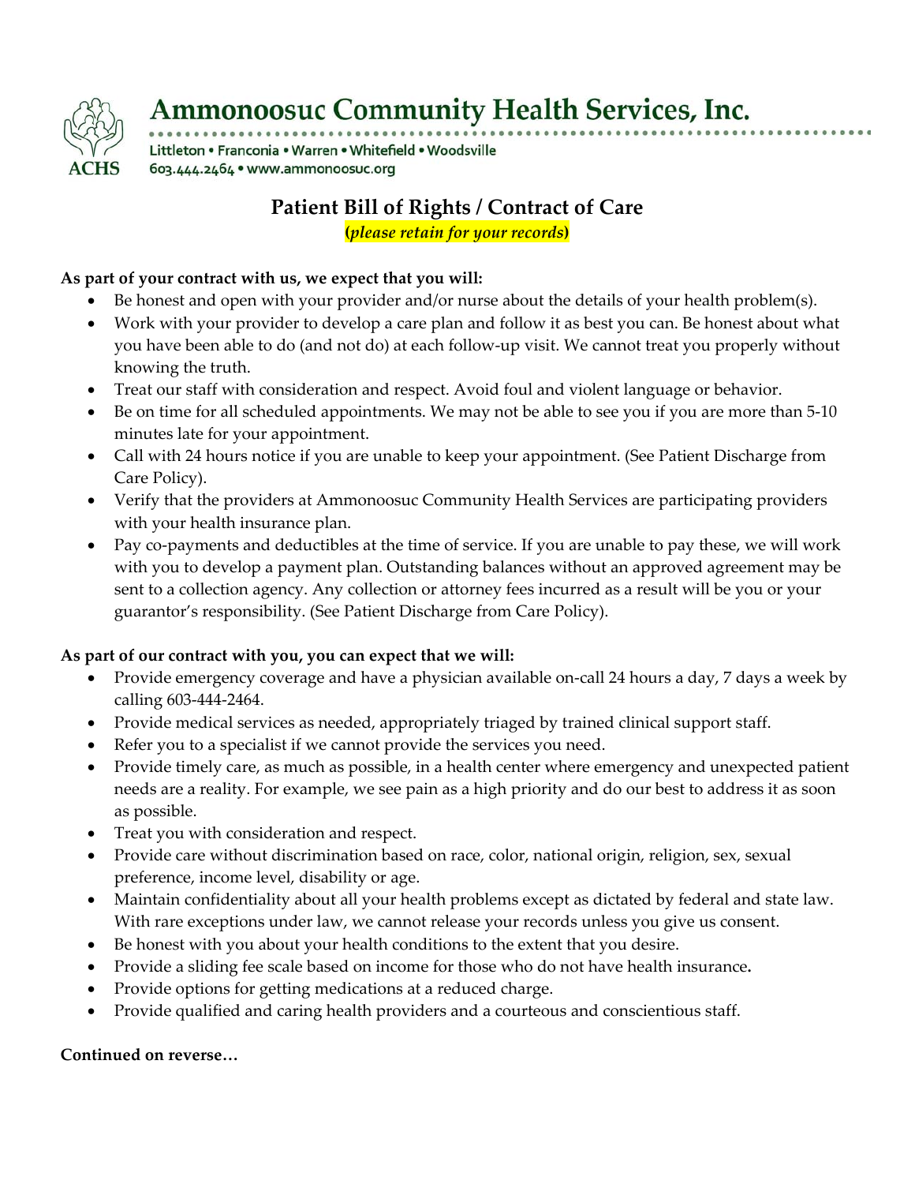# Ammonoosuc Community Health Services, Inc.

Littleton • Franconia • Warren • Whitefield • Woodsville
603.444.2464 • www.ammonoosuc.org

## Patient Bill of Rights / Contract of Care

**(*please retain for your records*)**

**As part of your contract with us, we expect that you will:**

- Be honest and open with your provider and/or nurse about the details of your health problem(s).
- Work with your provider to develop a care plan and follow it as best you can. Be honest about what you have been able to do (and not do) at each follow-up visit. We cannot treat you properly without knowing the truth.
- Treat our staff with consideration and respect. Avoid foul and violent language or behavior.
- Be on time for all scheduled appointments. We may not be able to see you if you are more than 5-10 minutes late for your appointment.
- Call with 24 hours notice if you are unable to keep your appointment. (See Patient Discharge from Care Policy).
- Verify that the providers at Ammonoosuc Community Health Services are participating providers with your health insurance plan.
- Pay co-payments and deductibles at the time of service. If you are unable to pay these, we will work with you to develop a payment plan. Outstanding balances without an approved agreement may be sent to a collection agency. Any collection or attorney fees incurred as a result will be you or your guarantor's responsibility. (See Patient Discharge from Care Policy).

**As part of our contract with you, you can expect that we will:**

- Provide emergency coverage and have a physician available on-call 24 hours a day, 7 days a week by calling 603-444-2464.
- Provide medical services as needed, appropriately triaged by trained clinical support staff.
- Refer you to a specialist if we cannot provide the services you need.
- Provide timely care, as much as possible, in a health center where emergency and unexpected patient needs are a reality. For example, we see pain as a high priority and do our best to address it as soon as possible.
- Treat you with consideration and respect.
- Provide care without discrimination based on race, color, national origin, religion, sex, sexual preference, income level, disability or age.
- Maintain confidentiality about all your health problems except as dictated by federal and state law. With rare exceptions under law, we cannot release your records unless you give us consent.
- Be honest with you about your health conditions to the extent that you desire.
- Provide a sliding fee scale based on income for those who do not have health insurance**.**
- Provide options for getting medications at a reduced charge.
- Provide qualified and caring health providers and a courteous and conscientious staff.

**Continued on reverse…**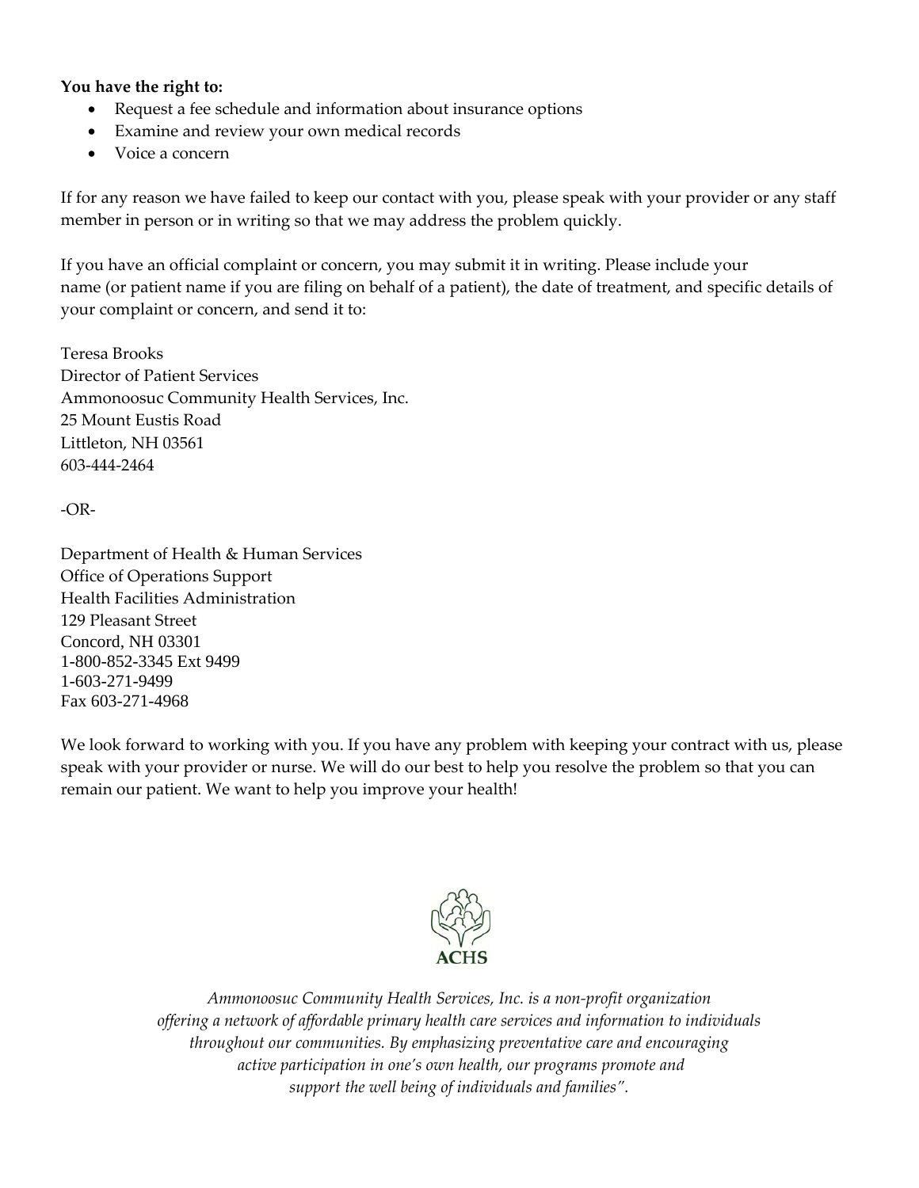**You have the right to:**

- Request a fee schedule and information about insurance options
- Examine and review your own medical records
- Voice a concern

If for any reason we have failed to keep our contact with you, please speak with your provider or any staff member in person or in writing so that we may address the problem quickly.

If you have an official complaint or concern, you may submit it in writing. Please include your name (or patient name if you are filing on behalf of a patient), the date of treatment, and specific details of your complaint or concern, and send it to:

Teresa Brooks
Director of Patient Services
Ammonoosuc Community Health Services, Inc.
25 Mount Eustis Road
Littleton, NH 03561
603-444-2464

-OR-

Department of Health & Human Services
Office of Operations Support
Health Facilities Administration
129 Pleasant Street
Concord, NH 03301
1-800-852-3345 Ext 9499
1-603-271-9499
Fax 603-271-4968

We look forward to working with you. If you have any problem with keeping your contract with us, please speak with your provider or nurse. We will do our best to help you resolve the problem so that you can remain our patient. We want to help you improve your health!

ACHS

*Ammonoosuc Community Health Services, Inc. is a non-profit organization offering a network of affordable primary health care services and information to individuals throughout our communities. By emphasizing preventative care and encouraging active participation in one's own health, our programs promote and support the well being of individuals and families".*